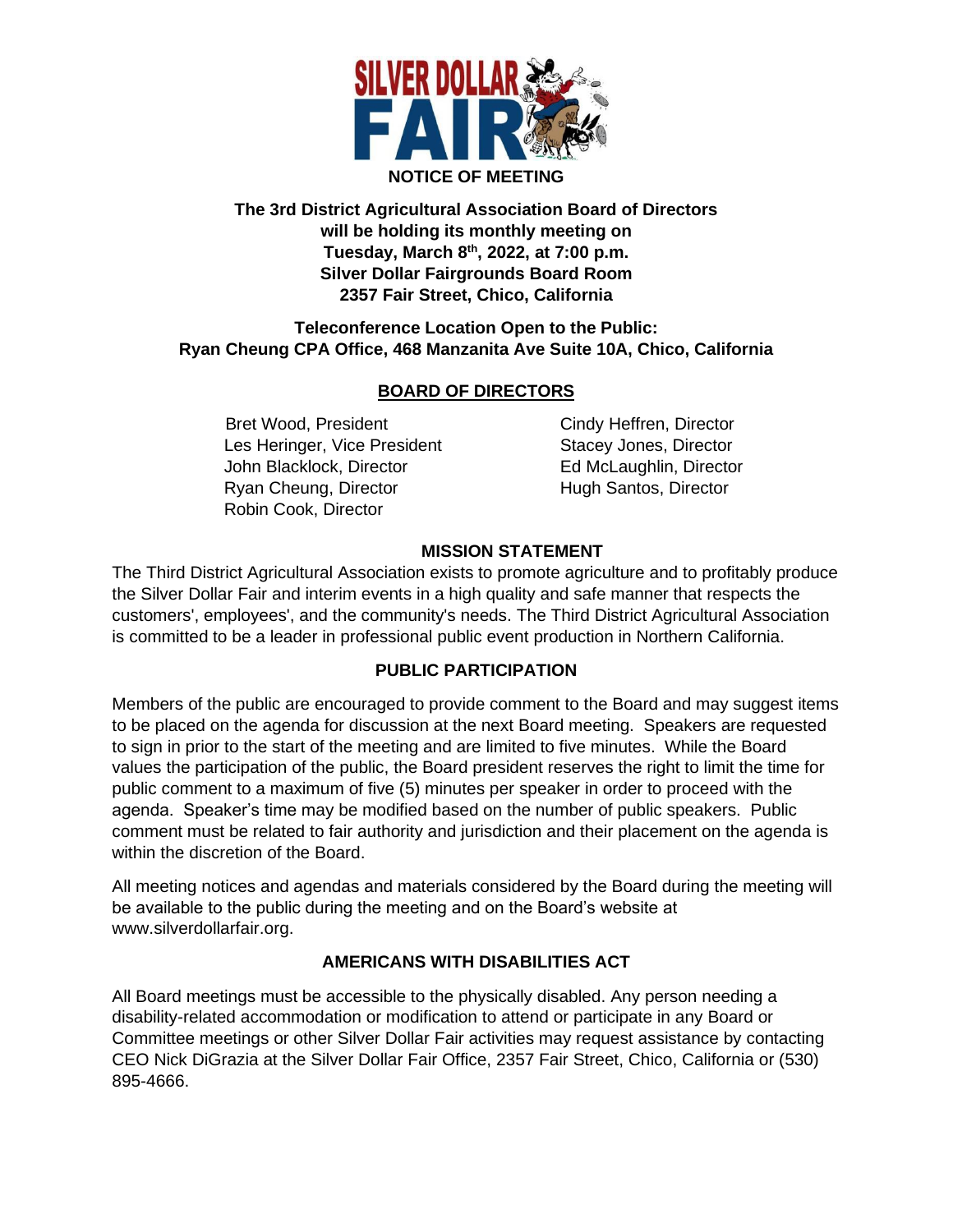# NOTICE OF MEETING

**The 3rd District Agricultural Association Board of Directors will be holding its monthly meeting on Tuesday, March 8th, 2022, at 7:00 p.m.
Silver Dollar Fairgrounds Board Room
2357 Fair Street, Chico, California**

**Teleconference Location Open to the Public:
Ryan Cheung CPA Office, 468 Manzanita Ave Suite 10A, Chico, California**

## BOARD OF DIRECTORS

Bret Wood, President
Les Heringer, Vice President
John Blacklock, Director
Ryan Cheung, Director
Robin Cook, Director
Cindy Heffren, Director
Stacey Jones, Director
Ed McLaughlin, Director
Hugh Santos, Director

## MISSION STATEMENT

The Third District Agricultural Association exists to promote agriculture and to profitably produce the Silver Dollar Fair and interim events in a high quality and safe manner that respects the customers', employees', and the community's needs. The Third District Agricultural Association is committed to be a leader in professional public event production in Northern California.

## PUBLIC PARTICIPATION

Members of the public are encouraged to provide comment to the Board and may suggest items to be placed on the agenda for discussion at the next Board meeting. Speakers are requested to sign in prior to the start of the meeting and are limited to five minutes. While the Board values the participation of the public, the Board president reserves the right to limit the time for public comment to a maximum of five (5) minutes per speaker in order to proceed with the agenda. Speaker's time may be modified based on the number of public speakers. Public comment must be related to fair authority and jurisdiction and their placement on the agenda is within the discretion of the Board.

All meeting notices and agendas and materials considered by the Board during the meeting will be available to the public during the meeting and on the Board's website at www.silverdollarfair.org.

## AMERICANS WITH DISABILITIES ACT

All Board meetings must be accessible to the physically disabled. Any person needing a disability-related accommodation or modification to attend or participate in any Board or Committee meetings or other Silver Dollar Fair activities may request assistance by contacting CEO Nick DiGrazia at the Silver Dollar Fair Office, 2357 Fair Street, Chico, California or (530) 895-4666.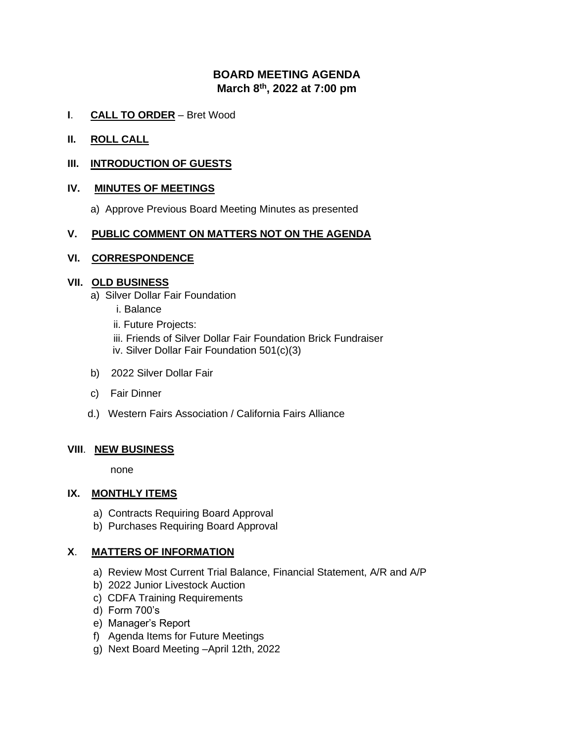# BOARD MEETING AGENDA
## March 8th, 2022 at 7:00 pm

**I. CALL TO ORDER** – Bret Wood

**II. ROLL CALL**

**III. INTRODUCTION OF GUESTS**

**IV. MINUTES OF MEETINGS**

a) Approve Previous Board Meeting Minutes as presented

**V. PUBLIC COMMENT ON MATTERS NOT ON THE AGENDA**

**VI. CORRESPONDENCE**

**VII. OLD BUSINESS**

a) Silver Dollar Fair Foundation
   - i. Balance
   - ii. Future Projects:
   - iii. Friends of Silver Dollar Fair Foundation Brick Fundraiser
   - iv. Silver Dollar Fair Foundation 501(c)(3)

b) 2022 Silver Dollar Fair

c) Fair Dinner

d.) Western Fairs Association / California Fairs Alliance

**VIII. NEW BUSINESS**

none

**IX. MONTHLY ITEMS**

a) Contracts Requiring Board Approval
b) Purchases Requiring Board Approval

**X. MATTERS OF INFORMATION**

a) Review Most Current Trial Balance, Financial Statement, A/R and A/P
b) 2022 Junior Livestock Auction
c) CDFA Training Requirements
d) Form 700's
e) Manager's Report
f) Agenda Items for Future Meetings
g) Next Board Meeting –April 12th, 2022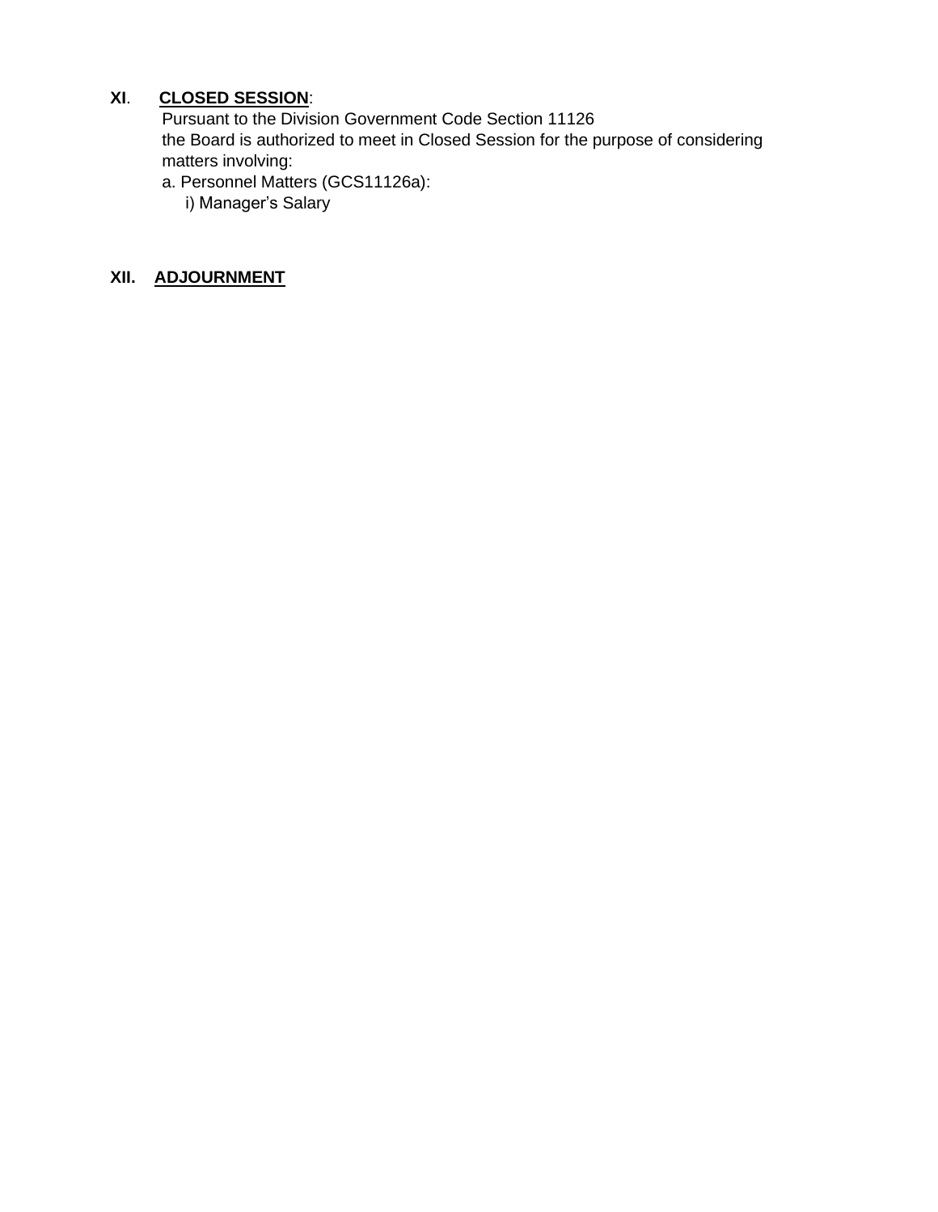**XI**. **CLOSED SESSION**:

Pursuant to the Division Government Code Section 11126
the Board is authorized to meet in Closed Session for the purpose of considering matters involving:

a. Personnel Matters (GCS11126a):

  i) Manager's Salary

**XII. ADJOURNMENT**